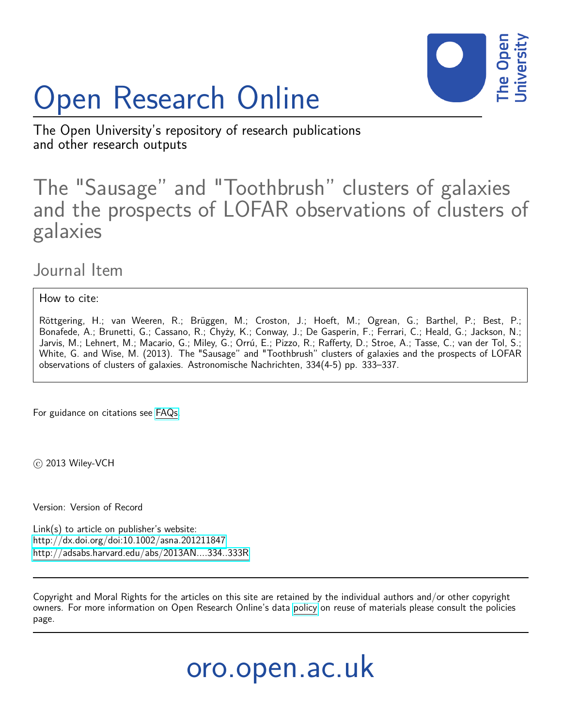# Open Research Online

The Open University's repository of research publications and other research outputs

## The "Sausage" and "Toothbrush" clusters of galaxies and the prospects of LOFAR observations of clusters of galaxies

Journal Item

How to cite:

Röttgering, H.; van Weeren, R.; Brüggen, M.; Croston, J.; Hoeft, M.; Ogrean, G.; Barthel, P.; Best, P.; Bonafede, A.; Brunetti, G.; Cassano, R.; Chyży, K.; Conway, J.; De Gasperin, F.; Ferrari, C.; Heald, G.; Jackson, N.; Jarvis, M.; Lehnert, M.; Macario, G.; Miley, G.; Orrú, E.; Pizzo, R.; Rafferty, D.; Stroe, A.; Tasse, C.; van der Tol, S.; White, G. and Wise, M. (2013). The "Sausage" and "Toothbrush" clusters of galaxies and the prospects of LOFAR observations of clusters of galaxies. Astronomische Nachrichten, 334(4-5) pp. 333–337.

For guidance on citations see FAQs.

© 2013 Wiley-VCH

Version: Version of Record

Link(s) to article on publisher's website:
http://dx.doi.org/doi:10.1002/asna.201211847
http://adsabs.harvard.edu/abs/2013AN....334..333R

Copyright and Moral Rights for the articles on this site are retained by the individual authors and/or other copyright owners. For more information on Open Research Online's data policy on reuse of materials please consult the policies page.

oro.open.ac.uk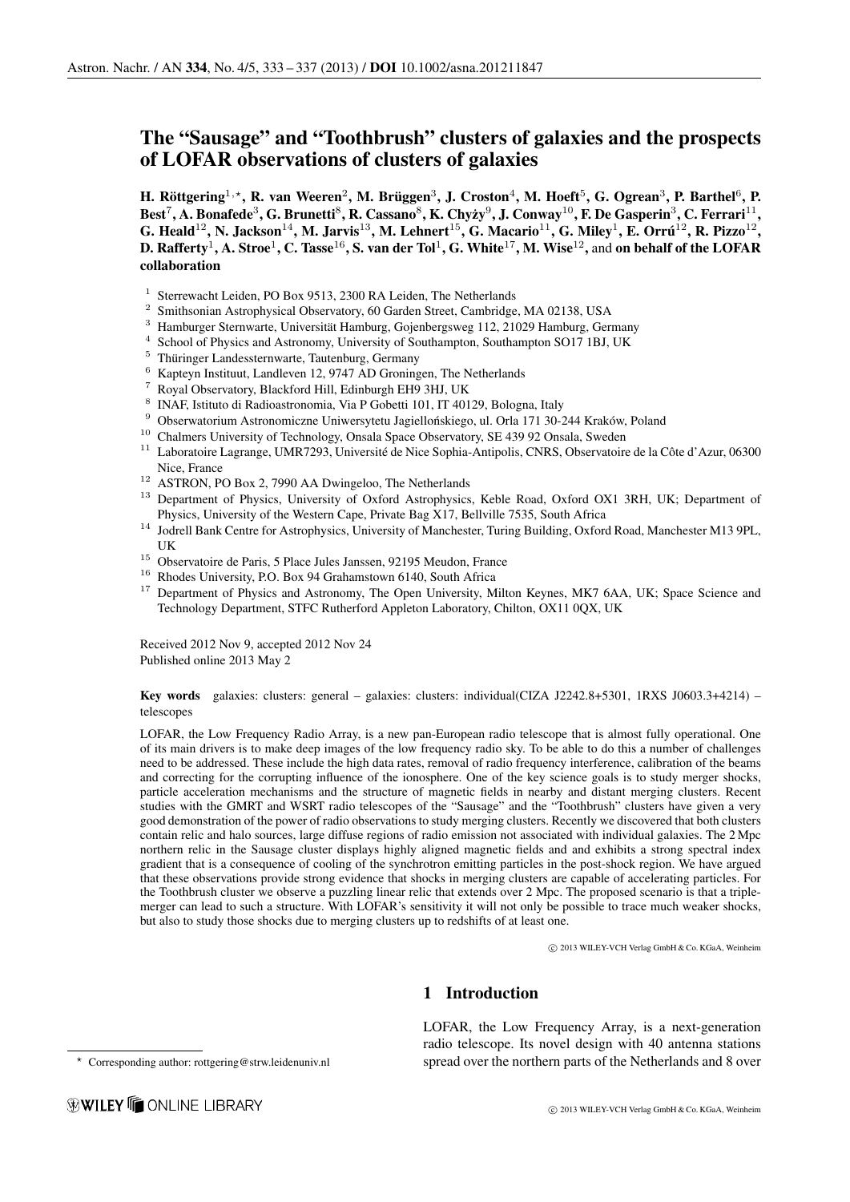# The "Sausage" and "Toothbrush" clusters of galaxies and the prospects of LOFAR observations of clusters of galaxies

**H. Röttgering[1,⋆], R. van Weeren[2], M. Brüggen[3], J. Croston[4], M. Hoeft[5], G. Ogrean[3], P. Barthel[6], P. Best[7], A. Bonafede[3], G. Brunetti[8], R. Cassano[8], K. Chyży[9], J. Conway[10], F. De Gasperin[3], C. Ferrari[11], G. Heald[12], N. Jackson[14], M. Jarvis[13], M. Lehnert[15], G. Macario[11], G. Miley[1], E. Orrú[12], R. Pizzo[12], D. Rafferty[1], A. Stroe[1], C. Tasse[16], S. van der Tol[1], G. White[17], M. Wise[12],** and **on behalf of the LOFAR collaboration**

[1] Sterrewacht Leiden, PO Box 9513, 2300 RA Leiden, The Netherlands
[2] Smithsonian Astrophysical Observatory, 60 Garden Street, Cambridge, MA 02138, USA
[3] Hamburger Sternwarte, Universität Hamburg, Gojenbergsweg 112, 21029 Hamburg, Germany
[4] School of Physics and Astronomy, University of Southampton, Southampton SO17 1BJ, UK
[5] Thüringer Landessternwarte, Tautenburg, Germany
[6] Kapteyn Instituut, Landleven 12, 9747 AD Groningen, The Netherlands
[7] Royal Observatory, Blackford Hill, Edinburgh EH9 3HJ, UK
[8] INAF, Istituto di Radioastronomia, Via P Gobetti 101, IT 40129, Bologna, Italy
[9] Obserwatorium Astronomiczne Uniwersytetu Jagiellońskiego, ul. Orla 171 30-244 Kraków, Poland
[10] Chalmers University of Technology, Onsala Space Observatory, SE 439 92 Onsala, Sweden
[11] Laboratoire Lagrange, UMR7293, Université de Nice Sophia-Antipolis, CNRS, Observatoire de la Côte d'Azur, 06300 Nice, France
[12] ASTRON, PO Box 2, 7990 AA Dwingeloo, The Netherlands
[13] Department of Physics, University of Oxford Astrophysics, Keble Road, Oxford OX1 3RH, UK; Department of Physics, University of the Western Cape, Private Bag X17, Bellville 7535, South Africa
[14] Jodrell Bank Centre for Astrophysics, University of Manchester, Turing Building, Oxford Road, Manchester M13 9PL, UK
[15] Observatoire de Paris, 5 Place Jules Janssen, 92195 Meudon, France
[16] Rhodes University, P.O. Box 94 Grahamstown 6140, South Africa
[17] Department of Physics and Astronomy, The Open University, Milton Keynes, MK7 6AA, UK; Space Science and Technology Department, STFC Rutherford Appleton Laboratory, Chilton, OX11 0QX, UK

Received 2012 Nov 9, accepted 2012 Nov 24
Published online 2013 May 2

**Key words** galaxies: clusters: general – galaxies: clusters: individual(CIZA J2242.8+5301, 1RXS J0603.3+4214) – telescopes

LOFAR, the Low Frequency Radio Array, is a new pan-European radio telescope that is almost fully operational. One of its main drivers is to make deep images of the low frequency radio sky. To be able to do this a number of challenges need to be addressed. These include the high data rates, removal of radio frequency interference, calibration of the beams and correcting for the corrupting influence of the ionosphere. One of the key science goals is to study merger shocks, particle acceleration mechanisms and the structure of magnetic fields in nearby and distant merging clusters. Recent studies with the GMRT and WSRT radio telescopes of the "Sausage" and the "Toothbrush" clusters have given a very good demonstration of the power of radio observations to study merging clusters. Recently we discovered that both clusters contain relic and halo sources, large diffuse regions of radio emission not associated with individual galaxies. The 2 Mpc northern relic in the Sausage cluster displays highly aligned magnetic fields and and exhibits a strong spectral index gradient that is a consequence of cooling of the synchrotron emitting particles in the post-shock region. We have argued that these observations provide strong evidence that shocks in merging clusters are capable of accelerating particles. For the Toothbrush cluster we observe a puzzling linear relic that extends over 2 Mpc. The proposed scenario is that a triple-merger can lead to such a structure. With LOFAR's sensitivity it will not only be possible to trace much weaker shocks, but also to study those shocks due to merging clusters up to redshifts of at least one.

© 2013 WILEY-VCH Verlag GmbH & Co. KGaA, Weinheim

## 1 Introduction

LOFAR, the Low Frequency Array, is a next-generation radio telescope. Its novel design with 40 antenna stations spread over the northern parts of the Netherlands and 8 over

⋆ Corresponding author: rottgering@strw.leidenuniv.nl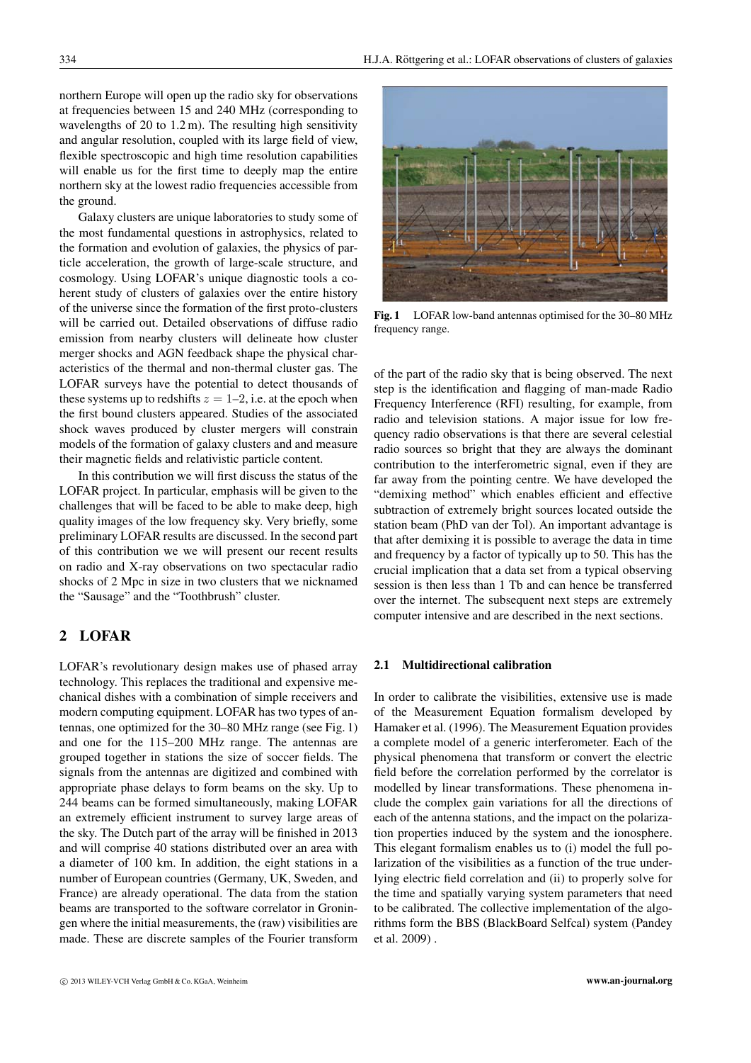northern Europe will open up the radio sky for observations at frequencies between 15 and 240 MHz (corresponding to wavelengths of 20 to 1.2 m). The resulting high sensitivity and angular resolution, coupled with its large field of view, flexible spectroscopic and high time resolution capabilities will enable us for the first time to deeply map the entire northern sky at the lowest radio frequencies accessible from the ground.

Galaxy clusters are unique laboratories to study some of the most fundamental questions in astrophysics, related to the formation and evolution of galaxies, the physics of particle acceleration, the growth of large-scale structure, and cosmology. Using LOFAR's unique diagnostic tools a coherent study of clusters of galaxies over the entire history of the universe since the formation of the first proto-clusters will be carried out. Detailed observations of diffuse radio emission from nearby clusters will delineate how cluster merger shocks and AGN feedback shape the physical characteristics of the thermal and non-thermal cluster gas. The LOFAR surveys have the potential to detect thousands of these systems up to redshifts $z = 1$–2, i.e. at the epoch when the first bound clusters appeared. Studies of the associated shock waves produced by cluster mergers will constrain models of the formation of galaxy clusters and and measure their magnetic fields and relativistic particle content.

In this contribution we will first discuss the status of the LOFAR project. In particular, emphasis will be given to the challenges that will be faced to be able to make deep, high quality images of the low frequency sky. Very briefly, some preliminary LOFAR results are discussed. In the second part of this contribution we we will present our recent results on radio and X-ray observations on two spectacular radio shocks of 2 Mpc in size in two clusters that we nicknamed the "Sausage" and the "Toothbrush" cluster.

Fig. 1 LOFAR low-band antennas optimised for the 30–80 MHz frequency range.

## 2 LOFAR

LOFAR's revolutionary design makes use of phased array technology. This replaces the traditional and expensive mechanical dishes with a combination of simple receivers and modern computing equipment. LOFAR has two types of antennas, one optimized for the 30–80 MHz range (see Fig. 1) and one for the 115–200 MHz range. The antennas are grouped together in stations the size of soccer fields. The signals from the antennas are digitized and combined with appropriate phase delays to form beams on the sky. Up to 244 beams can be formed simultaneously, making LOFAR an extremely efficient instrument to survey large areas of the sky. The Dutch part of the array will be finished in 2013 and will comprise 40 stations distributed over an area with a diameter of 100 km. In addition, the eight stations in a number of European countries (Germany, UK, Sweden, and France) are already operational. The data from the station beams are transported to the software correlator in Groningen where the initial measurements, the (raw) visibilities are made. These are discrete samples of the Fourier transform of the part of the radio sky that is being observed. The next step is the identification and flagging of man-made Radio Frequency Interference (RFI) resulting, for example, from radio and television stations. A major issue for low frequency radio observations is that there are several celestial radio sources so bright that they are always the dominant contribution to the interferometric signal, even if they are far away from the pointing centre. We have developed the "demixing method" which enables efficient and effective subtraction of extremely bright sources located outside the station beam (PhD van der Tol). An important advantage is that after demixing it is possible to average the data in time and frequency by a factor of typically up to 50. This has the crucial implication that a data set from a typical observing session is then less than 1 Tb and can hence be transferred over the internet. The subsequent next steps are extremely computer intensive and are described in the next sections.

### 2.1 Multidirectional calibration

In order to calibrate the visibilities, extensive use is made of the Measurement Equation formalism developed by Hamaker et al. (1996). The Measurement Equation provides a complete model of a generic interferometer. Each of the physical phenomena that transform or convert the electric field before the correlation performed by the correlator is modelled by linear transformations. These phenomena include the complex gain variations for all the directions of each of the antenna stations, and the impact on the polarization properties induced by the system and the ionosphere. This elegant formalism enables us to (i) model the full polarization of the visibilities as a function of the true underlying electric field correlation and (ii) to properly solve for the time and spatially varying system parameters that need to be calibrated. The collective implementation of the algorithms form the BBS (BlackBoard Selfcal) system (Pandey et al. 2009) .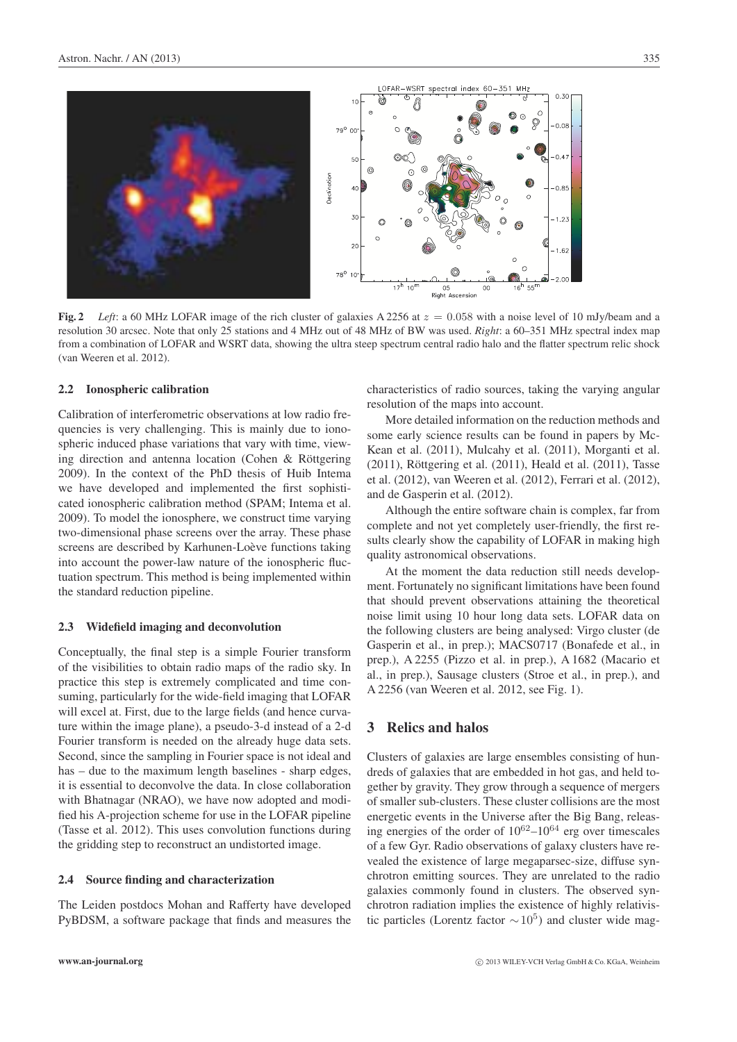**Fig. 2** *Left*: a 60 MHz LOFAR image of the rich cluster of galaxies A 2256 at $z = 0.058$ with a noise level of 10 mJy/beam and a resolution 30 arcsec. Note that only 25 stations and 4 MHz out of 48 MHz of BW was used. *Right*: a 60–351 MHz spectral index map from a combination of LOFAR and WSRT data, showing the ultra steep spectrum central radio halo and the flatter spectrum relic shock (van Weeren et al. 2012).

### 2.2 Ionospheric calibration

Calibration of interferometric observations at low radio frequencies is very challenging. This is mainly due to ionospheric induced phase variations that vary with time, viewing direction and antenna location (Cohen & Röttgering 2009). In the context of the PhD thesis of Huib Intema we have developed and implemented the first sophisticated ionospheric calibration method (SPAM; Intema et al. 2009). To model the ionosphere, we construct time varying two-dimensional phase screens over the array. These phase screens are described by Karhunen-Loève functions taking into account the power-law nature of the ionospheric fluctuation spectrum. This method is being implemented within the standard reduction pipeline.

### 2.3 Widefield imaging and deconvolution

Conceptually, the final step is a simple Fourier transform of the visibilities to obtain radio maps of the radio sky. In practice this step is extremely complicated and time consuming, particularly for the wide-field imaging that LOFAR will excel at. First, due to the large fields (and hence curvature within the image plane), a pseudo-3-d instead of a 2-d Fourier transform is needed on the already huge data sets. Second, since the sampling in Fourier space is not ideal and has – due to the maximum length baselines - sharp edges, it is essential to deconvolve the data. In close collaboration with Bhatnagar (NRAO), we have now adopted and modified his A-projection scheme for use in the LOFAR pipeline (Tasse et al. 2012). This uses convolution functions during the gridding step to reconstruct an undistorted image.

### 2.4 Source finding and characterization

The Leiden postdocs Mohan and Rafferty have developed PyBDSM, a software package that finds and measures the characteristics of radio sources, taking the varying angular resolution of the maps into account.

More detailed information on the reduction methods and some early science results can be found in papers by McKean et al. (2011), Mulcahy et al. (2011), Morganti et al. (2011), Röttgering et al. (2011), Heald et al. (2011), Tasse et al. (2012), van Weeren et al. (2012), Ferrari et al. (2012), and de Gasperin et al. (2012).

Although the entire software chain is complex, far from complete and not yet completely user-friendly, the first results clearly show the capability of LOFAR in making high quality astronomical observations.

At the moment the data reduction still needs development. Fortunately no significant limitations have been found that should prevent observations attaining the theoretical noise limit using 10 hour long data sets. LOFAR data on the following clusters are being analysed: Virgo cluster (de Gasperin et al., in prep.); MACS0717 (Bonafede et al., in prep.), A 2255 (Pizzo et al. in prep.), A 1682 (Macario et al., in prep.), Sausage clusters (Stroe et al., in prep.), and A 2256 (van Weeren et al. 2012, see Fig. 1).

## 3 Relics and halos

Clusters of galaxies are large ensembles consisting of hundreds of galaxies that are embedded in hot gas, and held together by gravity. They grow through a sequence of mergers of smaller sub-clusters. These cluster collisions are the most energetic events in the Universe after the Big Bang, releasing energies of the order of $10^{62}$–$10^{64}$ erg over timescales of a few Gyr. Radio observations of galaxy clusters have revealed the existence of large megaparsec-size, diffuse synchrotron emitting sources. They are unrelated to the radio galaxies commonly found in clusters. The observed synchrotron radiation implies the existence of highly relativistic particles (Lorentz factor $\sim 10^5$) and cluster wide mag-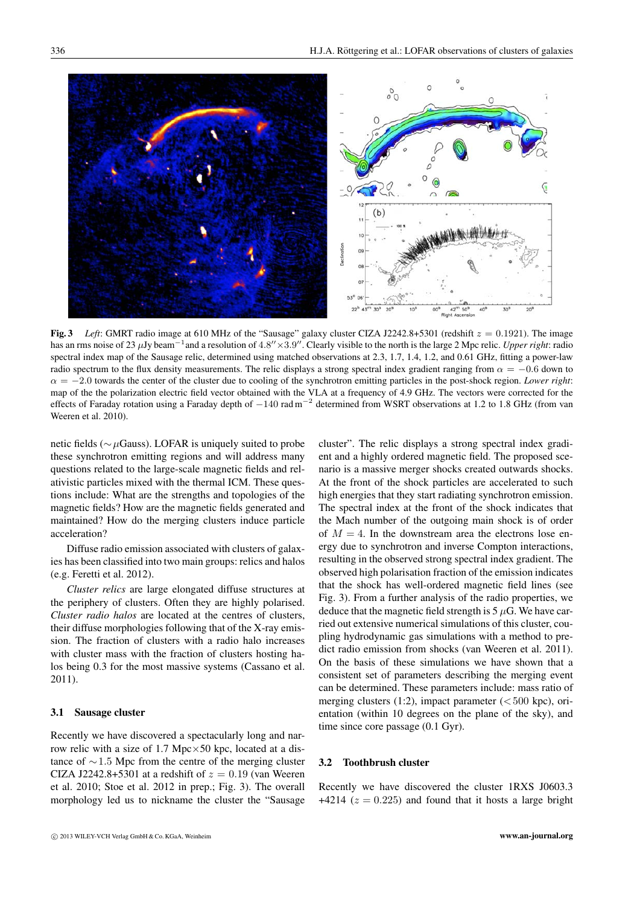**Fig. 3** *Left*: GMRT radio image at 610 MHz of the "Sausage" galaxy cluster CIZA J2242.8+5301 (redshift $z = 0.1921$). The image has an rms noise of 23 $\mu$Jy beam$^{-1}$and a resolution of $4.8'' \times 3.9''$. Clearly visible to the north is the large 2 Mpc relic. *Upper right*: radio spectral index map of the Sausage relic, determined using matched observations at 2.3, 1.7, 1.4, 1.2, and 0.61 GHz, fitting a power-law radio spectrum to the flux density measurements. The relic displays a strong spectral index gradient ranging from $\alpha = -0.6$ down to $\alpha = -2.0$ towards the center of the cluster due to cooling of the synchrotron emitting particles in the post-shock region. *Lower right*: map of the the polarization electric field vector obtained with the VLA at a frequency of 4.9 GHz. The vectors were corrected for the effects of Faraday rotation using a Faraday depth of $-140$ rad m$^{-2}$ determined from WSRT observations at 1.2 to 1.8 GHz (from van Weeren et al. 2010).

netic fields ($\sim \mu$Gauss). LOFAR is uniquely suited to probe these synchrotron emitting regions and will address many questions related to the large-scale magnetic fields and relativistic particles mixed with the thermal ICM. These questions include: What are the strengths and topologies of the magnetic fields? How are the magnetic fields generated and maintained? How do the merging clusters induce particle acceleration?

Diffuse radio emission associated with clusters of galaxies has been classified into two main groups: relics and halos (e.g. Feretti et al. 2012).

*Cluster relics* are large elongated diffuse structures at the periphery of clusters. Often they are highly polarised. *Cluster radio halos* are located at the centres of clusters, their diffuse morphologies following that of the X-ray emission. The fraction of clusters with a radio halo increases with cluster mass with the fraction of clusters hosting halos being 0.3 for the most massive systems (Cassano et al. 2011).

### 3.1 Sausage cluster

Recently we have discovered a spectacularly long and narrow relic with a size of 1.7 Mpc$\times$50 kpc, located at a distance of $\sim 1.5$ Mpc from the centre of the merging cluster CIZA J2242.8+5301 at a redshift of $z = 0.19$ (van Weeren et al. 2010; Stoe et al. 2012 in prep.; Fig. 3). The overall morphology led us to nickname the cluster the "Sausage cluster". The relic displays a strong spectral index gradient and a highly ordered magnetic field. The proposed scenario is a massive merger shocks created outwards shocks. At the front of the shock particles are accelerated to such high energies that they start radiating synchrotron emission. The spectral index at the front of the shock indicates that the Mach number of the outgoing main shock is of order of $M = 4$. In the downstream area the electrons lose energy due to synchrotron and inverse Compton interactions, resulting in the observed strong spectral index gradient. The observed high polarisation fraction of the emission indicates that the shock has well-ordered magnetic field lines (see Fig. 3). From a further analysis of the radio properties, we deduce that the magnetic field strength is 5 $\mu$G. We have carried out extensive numerical simulations of this cluster, coupling hydrodynamic gas simulations with a method to predict radio emission from shocks (van Weeren et al. 2011). On the basis of these simulations we have shown that a consistent set of parameters describing the merging event can be determined. These parameters include: mass ratio of merging clusters (1:2), impact parameter ($< 500$ kpc), orientation (within 10 degrees on the plane of the sky), and time since core passage (0.1 Gyr).

### 3.2 Toothbrush cluster

Recently we have discovered the cluster 1RXS J0603.3 +4214 ($z = 0.225$) and found that it hosts a large bright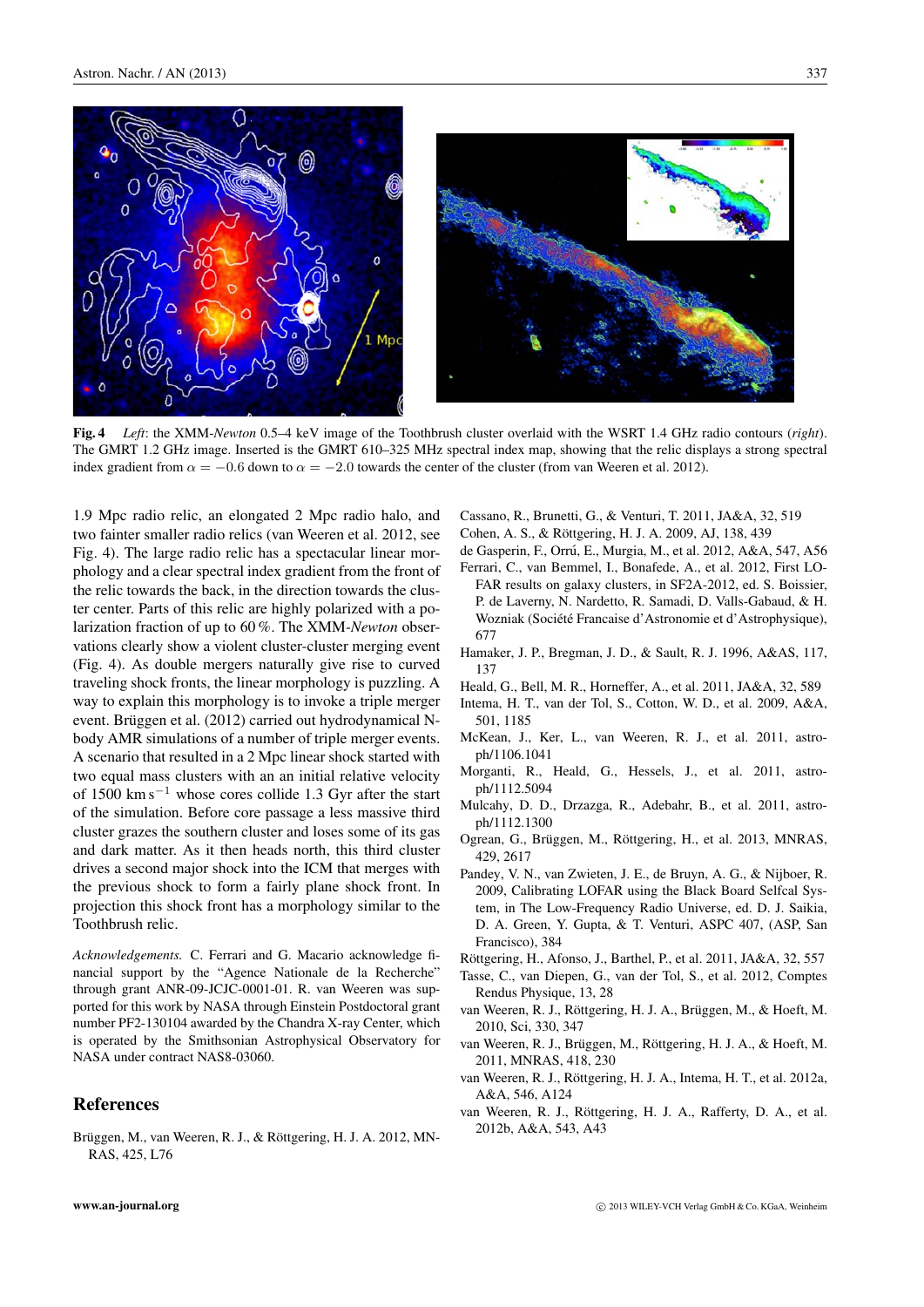Fig. 4 *Left*: the XMM-*Newton* 0.5–4 keV image of the Toothbrush cluster overlaid with the WSRT 1.4 GHz radio contours (*right*). The GMRT 1.2 GHz image. Inserted is the GMRT 610–325 MHz spectral index map, showing that the relic displays a strong spectral index gradient from $\alpha = -0.6$ down to $\alpha = -2.0$ towards the center of the cluster (from van Weeren et al. 2012).

1.9 Mpc radio relic, an elongated 2 Mpc radio halo, and two fainter smaller radio relics (van Weeren et al. 2012, see Fig. 4). The large radio relic has a spectacular linear morphology and a clear spectral index gradient from the front of the relic towards the back, in the direction towards the cluster center. Parts of this relic are highly polarized with a polarization fraction of up to 60 %. The XMM-*Newton* observations clearly show a violent cluster-cluster merging event (Fig. 4). As double mergers naturally give rise to curved traveling shock fronts, the linear morphology is puzzling. A way to explain this morphology is to invoke a triple merger event. Brüggen et al. (2012) carried out hydrodynamical N-body AMR simulations of a number of triple merger events. A scenario that resulted in a 2 Mpc linear shock started with two equal mass clusters with an initial relative velocity of 1500 km $s^{-1}$ whose cores collide 1.3 Gyr after the start of the simulation. Before core passage a less massive third cluster grazes the southern cluster and loses some of its gas and dark matter. As it then heads north, this third cluster drives a second major shock into the ICM that merges with the previous shock to form a fairly plane shock front. In projection this shock front has a morphology similar to the Toothbrush relic.

*Acknowledgements.* C. Ferrari and G. Macario acknowledge financial support by the "Agence Nationale de la Recherche" through grant ANR-09-JCJC-0001-01. R. van Weeren was supported for this work by NASA through Einstein Postdoctoral grant number PF2-130104 awarded by the Chandra X-ray Center, which is operated by the Smithsonian Astrophysical Observatory for NASA under contract NAS8-03060.

## References

Brüggen, M., van Weeren, R. J., & Röttgering, H. J. A. 2012, MNRAS, 425, L76

Cassano, R., Brunetti, G., & Venturi, T. 2011, JA&A, 32, 519

Cohen, A. S., & Röttgering, H. J. A. 2009, AJ, 138, 439

de Gasperin, F., Orrú, E., Murgia, M., et al. 2012, A&A, 547, A56

Ferrari, C., van Bemmel, I., Bonafede, A., et al. 2012, First LOFAR results on galaxy clusters, in SF2A-2012, ed. S. Boissier, P. de Laverny, N. Nardetto, R. Samadi, D. Valls-Gabaud, & H. Wozniak (Société Francaise d'Astronomie et d'Astrophysique), 677

Hamaker, J. P., Bregman, J. D., & Sault, R. J. 1996, A&AS, 117, 137

Heald, G., Bell, M. R., Horneffer, A., et al. 2011, JA&A, 32, 589

Intema, H. T., van der Tol, S., Cotton, W. D., et al. 2009, A&A, 501, 1185

McKean, J., Ker, L., van Weeren, R. J., et al. 2011, astro-ph/1106.1041

Morganti, R., Heald, G., Hessels, J., et al. 2011, astro-ph/1112.5094

Mulcahy, D. D., Drzazga, R., Adebahr, B., et al. 2011, astro-ph/1112.1300

Ogrean, G., Brüggen, M., Röttgering, H., et al. 2013, MNRAS, 429, 2617

Pandey, V. N., van Zwieten, J. E., de Bruyn, A. G., & Nijboer, R. 2009, Calibrating LOFAR using the Black Board Selfcal System, in The Low-Frequency Radio Universe, ed. D. J. Saikia, D. A. Green, Y. Gupta, & T. Venturi, ASPC 407, (ASP, San Francisco), 384

Röttgering, H., Afonso, J., Barthel, P., et al. 2011, JA&A, 32, 557

Tasse, C., van Diepen, G., van der Tol, S., et al. 2012, Comptes Rendus Physique, 13, 28

van Weeren, R. J., Röttgering, H. J. A., Brüggen, M., & Hoeft, M. 2010, Sci, 330, 347

van Weeren, R. J., Brüggen, M., Röttgering, H. J. A., & Hoeft, M. 2011, MNRAS, 418, 230

van Weeren, R. J., Röttgering, H. J. A., Intema, H. T., et al. 2012a, A&A, 546, A124

van Weeren, R. J., Röttgering, H. J. A., Rafferty, D. A., et al. 2012b, A&A, 543, A43